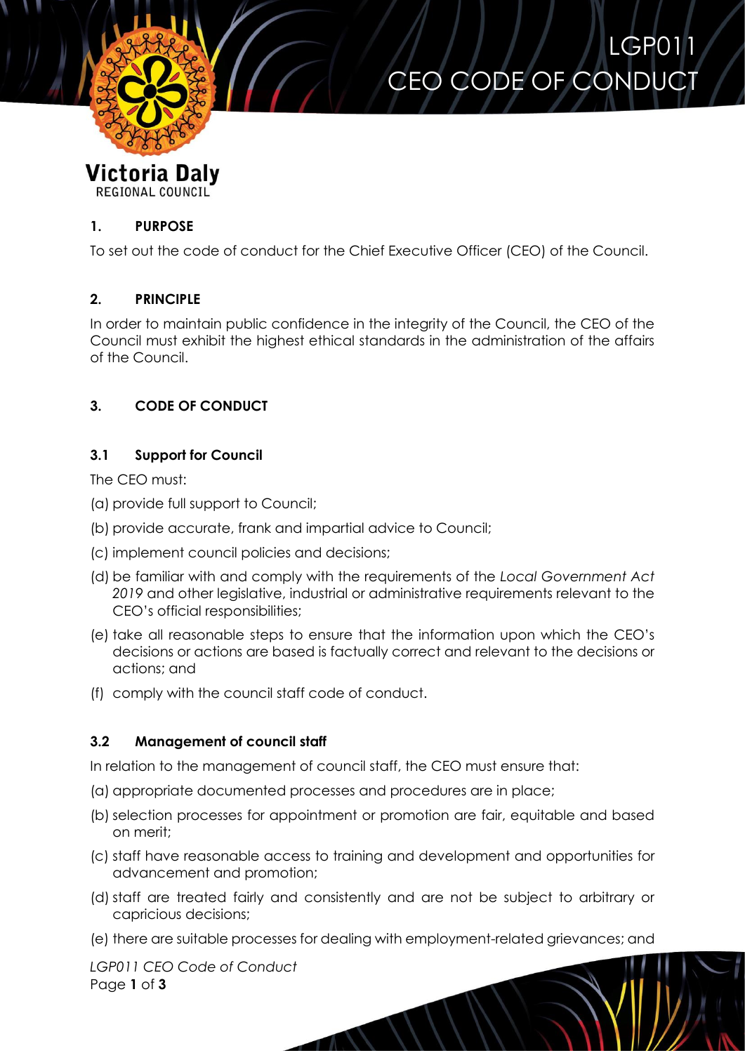# LGP011 CEO CODE OF CONDUCT

Victoria Daly
REGIONAL COUNCIL

## 1. PURPOSE

To set out the code of conduct for the Chief Executive Officer (CEO) of the Council.

## 2. PRINCIPLE

In order to maintain public confidence in the integrity of the Council, the CEO of the Council must exhibit the highest ethical standards in the administration of the affairs of the Council.

## 3. CODE OF CONDUCT

### 3.1 Support for Council

The CEO must:

(a) provide full support to Council;

(b) provide accurate, frank and impartial advice to Council;

(c) implement council policies and decisions;

(d) be familiar with and comply with the requirements of the *Local Government Act 2019* and other legislative, industrial or administrative requirements relevant to the CEO's official responsibilities;

(e) take all reasonable steps to ensure that the information upon which the CEO's decisions or actions are based is factually correct and relevant to the decisions or actions; and

(f) comply with the council staff code of conduct.

### 3.2 Management of council staff

In relation to the management of council staff, the CEO must ensure that:

(a) appropriate documented processes and procedures are in place;

(b) selection processes for appointment or promotion are fair, equitable and based on merit;

(c) staff have reasonable access to training and development and opportunities for advancement and promotion;

(d) staff are treated fairly and consistently and are not be subject to arbitrary or capricious decisions;

(e) there are suitable processes for dealing with employment-related grievances; and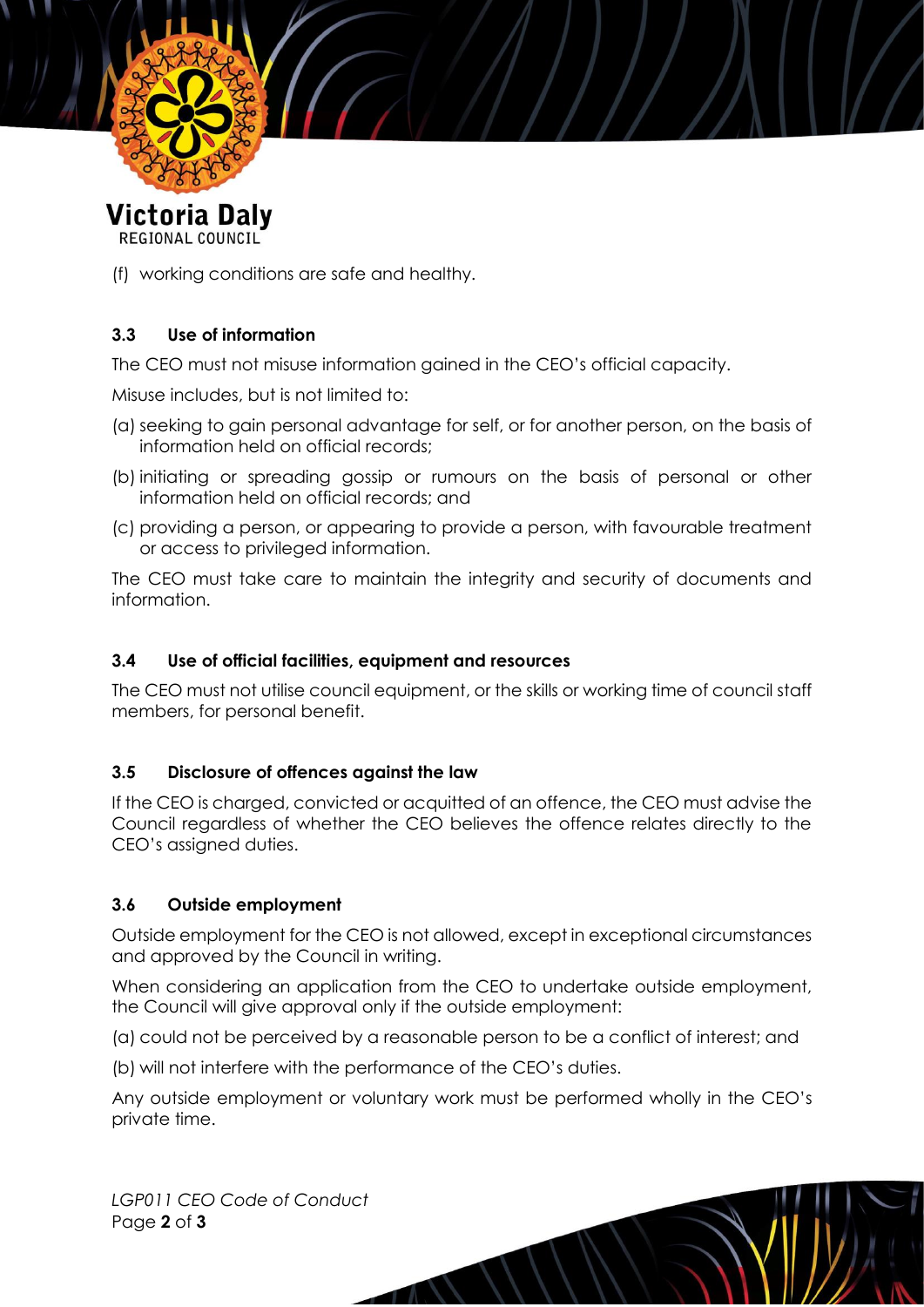(f) working conditions are safe and healthy.

### 3.3 Use of information

The CEO must not misuse information gained in the CEO's official capacity.

Misuse includes, but is not limited to:

(a) seeking to gain personal advantage for self, or for another person, on the basis of information held on official records;

(b) initiating or spreading gossip or rumours on the basis of personal or other information held on official records; and

(c) providing a person, or appearing to provide a person, with favourable treatment or access to privileged information.

The CEO must take care to maintain the integrity and security of documents and information.

### 3.4 Use of official facilities, equipment and resources

The CEO must not utilise council equipment, or the skills or working time of council staff members, for personal benefit.

### 3.5 Disclosure of offences against the law

If the CEO is charged, convicted or acquitted of an offence, the CEO must advise the Council regardless of whether the CEO believes the offence relates directly to the CEO's assigned duties.

### 3.6 Outside employment

Outside employment for the CEO is not allowed, except in exceptional circumstances and approved by the Council in writing.

When considering an application from the CEO to undertake outside employment, the Council will give approval only if the outside employment:

(a) could not be perceived by a reasonable person to be a conflict of interest; and

(b) will not interfere with the performance of the CEO's duties.

Any outside employment or voluntary work must be performed wholly in the CEO's private time.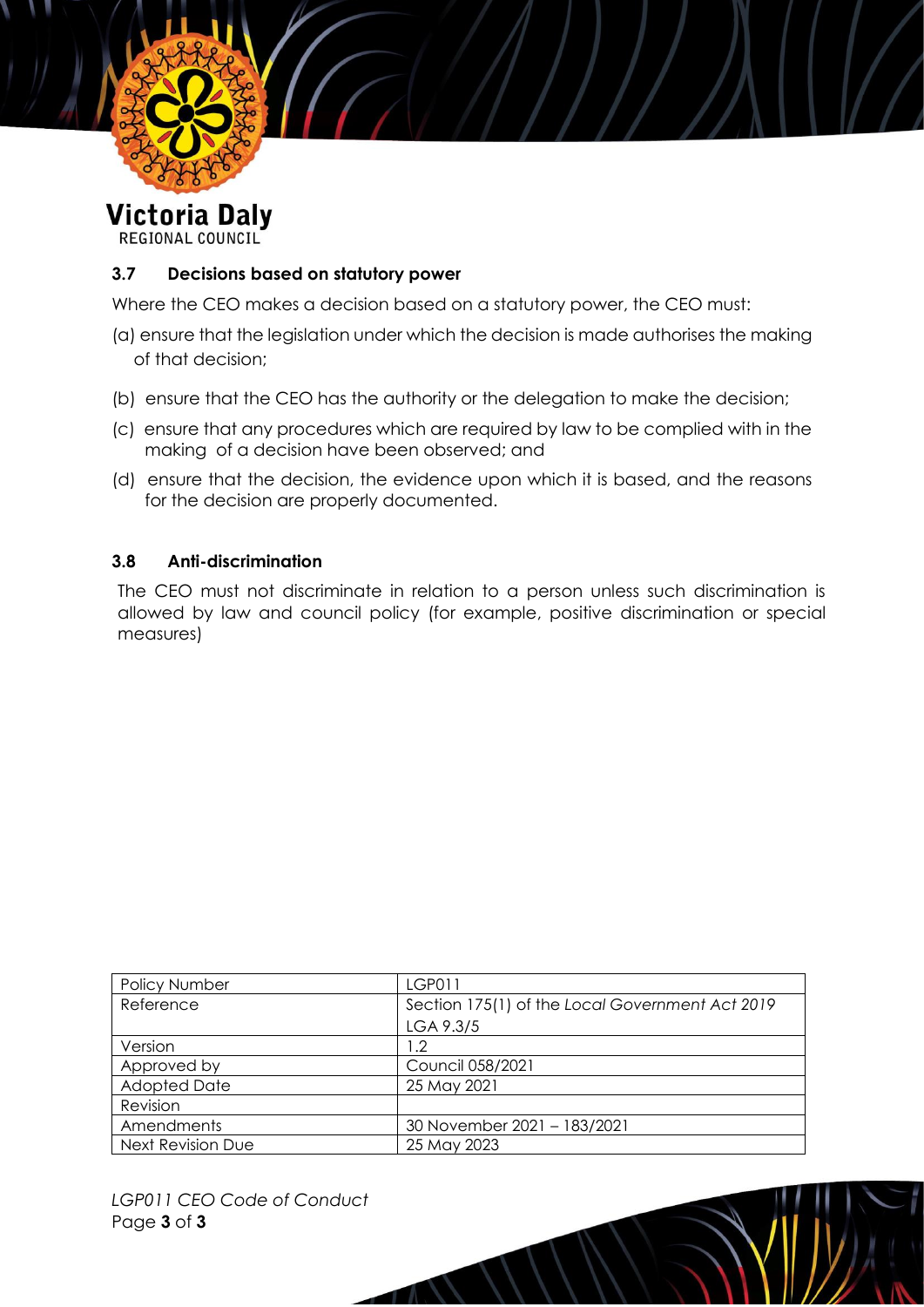### 3.7 Decisions based on statutory power

Where the CEO makes a decision based on a statutory power, the CEO must:

(a) ensure that the legislation under which the decision is made authorises the making of that decision;

(b) ensure that the CEO has the authority or the delegation to make the decision;

(c) ensure that any procedures which are required by law to be complied with in the making of a decision have been observed; and

(d) ensure that the decision, the evidence upon which it is based, and the reasons for the decision are properly documented.

### 3.8 Anti-discrimination

The CEO must not discriminate in relation to a person unless such discrimination is allowed by law and council policy (for example, positive discrimination or special measures)

| | |
|---|---|
| Policy Number | LGP011 |
| Reference | Section 175(1) of the *Local Government Act 2019*<br>LGA 9.3/5 |
| Version | 1.2 |
| Approved by | Council 058/2021 |
| Adopted Date | 25 May 2021 |
| Revision | |
| Amendments | 30 November 2021 – 183/2021 |
| Next Revision Due | 25 May 2023 |